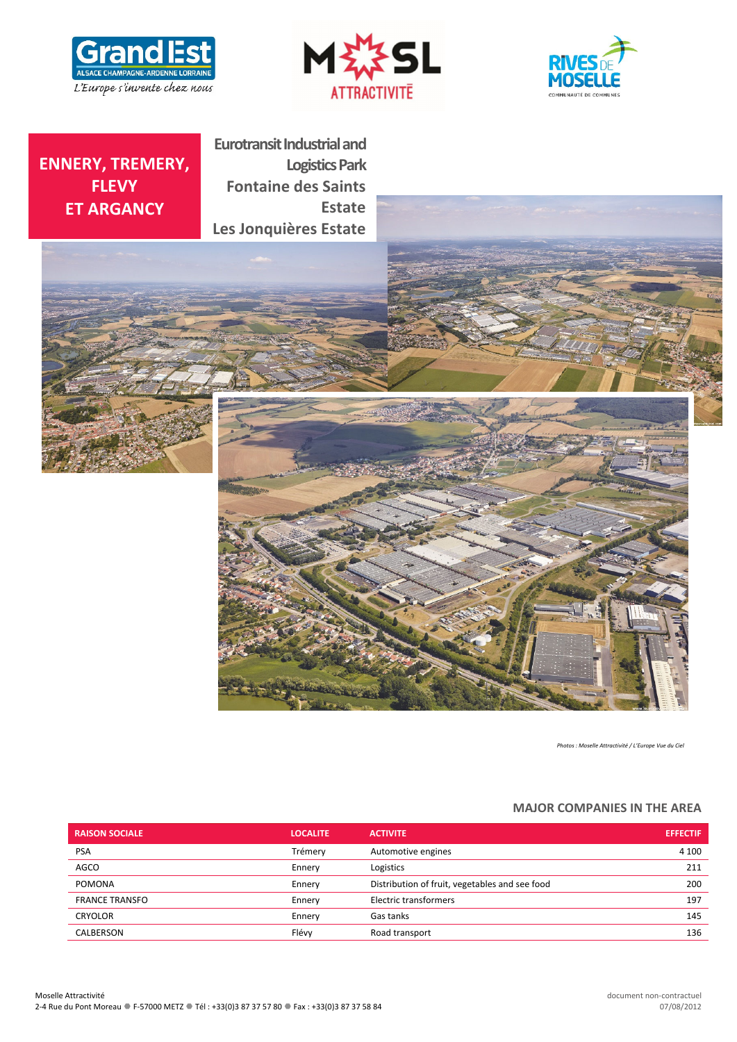# ENNERY, TREMERY, FLEVY ET ARGANCY

## Eurotransit Industrial and Logistics Park
## Fontaine des Saints Estate
## Les Jonquières Estate

*Photos : Moselle Attractivité / L'Europe Vue du Ciel*

### MAJOR COMPANIES IN THE AREA

| RAISON SOCIALE | LOCALITE | ACTIVITE | EFFECTIF |
|---|---|---|---|
| PSA | Trémery | Automotive engines | 4 100 |
| AGCO | Ennery | Logistics | 211 |
| POMONA | Ennery | Distribution of fruit, vegetables and see food | 200 |
| FRANCE TRANSFO | Ennery | Electric transformers | 197 |
| CRYOLOR | Ennery | Gas tanks | 145 |
| CALBERSON | Flévy | Road transport | 136 |

Moselle Attractivité
2-4 Rue du Pont Moreau ● F-57000 METZ ● Tél : +33(0)3 87 37 57 80 ● Fax : +33(0)3 87 37 58 84

document non-contractuel
07/08/2012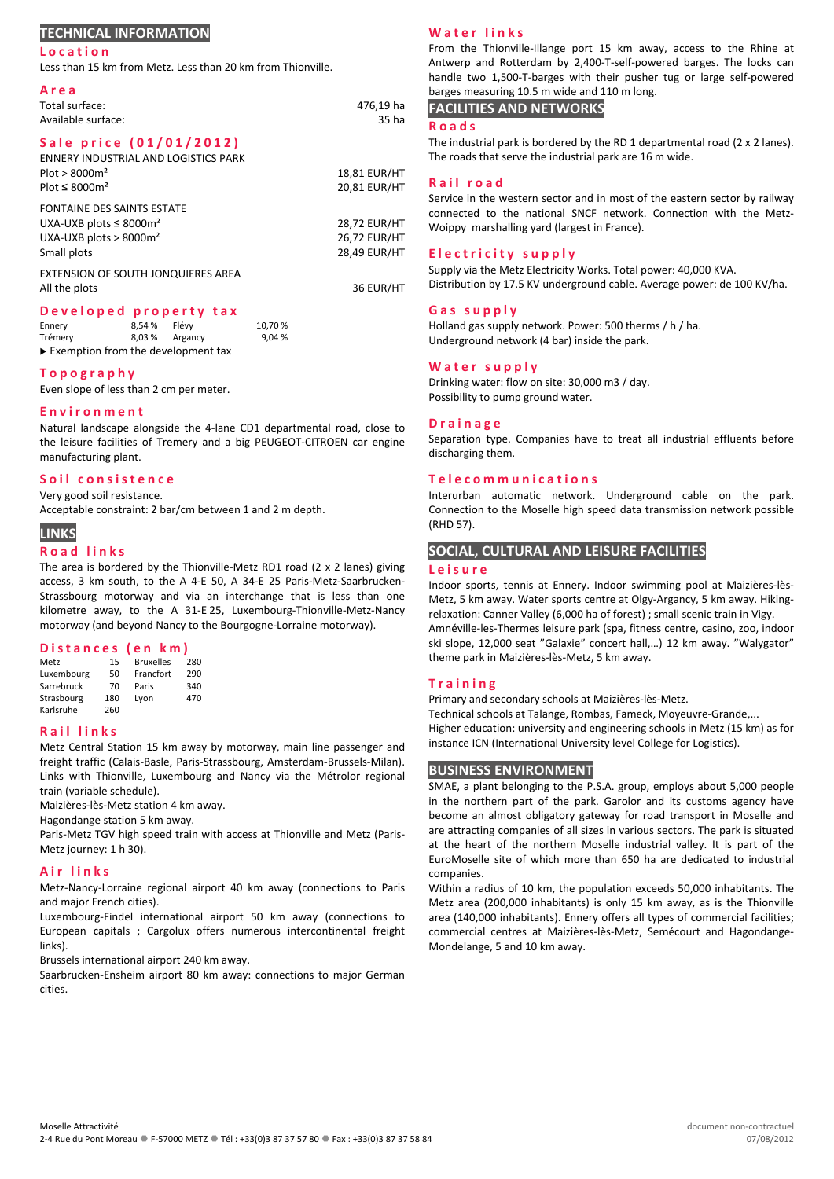## TECHNICAL INFORMATION

### Location

Less than 15 km from Metz. Less than 20 km from Thionville.

### Area

| | |
|---|---|
| Total surface: | 476,19 ha |
| Available surface: | 35 ha |

### Sale price (01/01/2012)

| | |
|---|---|
| ENNERY INDUSTRIAL AND LOGISTICS PARK | |
| Plot > 8000m² | 18,81 EUR/HT |
| Plot ≤ 8000m² | 20,81 EUR/HT |
| FONTAINE DES SAINTS ESTATE | |
| UXA-UXB plots ≤ 8000m² | 28,72 EUR/HT |
| UXA-UXB plots > 8000m² | 26,72 EUR/HT |
| Small plots | 28,49 EUR/HT |
| EXTENSION OF SOUTH JONQUIERES AREA | |
| All the plots | 36 EUR/HT |

### Developed property tax

| | | | |
|---|---|---|---|
| Ennery | 8,54 % | Flévy | 10,70 % |
| Trémery | 8,03 % | Argancy | 9,04 % |

► Exemption from the development tax

### Topography

Even slope of less than 2 cm per meter.

### Environment

Natural landscape alongside the 4-lane CD1 departmental road, close to the leisure facilities of Tremery and a big PEUGEOT-CITROEN car engine manufacturing plant.

### Soil consistence

Very good soil resistance.
Acceptable constraint: 2 bar/cm between 1 and 2 m depth.

## LINKS

### Road links

The area is bordered by the Thionville-Metz RD1 road (2 x 2 lanes) giving access, 3 km south, to the A 4-E 50, A 34-E 25 Paris-Metz-Saarbrucken-Strassbourg motorway and via an interchange that is less than one kilometre away, to the A 31-E 25, Luxembourg-Thionville-Metz-Nancy motorway (and beyond Nancy to the Bourgogne-Lorraine motorway).

### Distances (en km)

| | | | |
|---|---|---|---|
| Metz | 15 | Bruxelles | 280 |
| Luxembourg | 50 | Francfort | 290 |
| Sarrebruck | 70 | Paris | 340 |
| Strasbourg | 180 | Lyon | 470 |
| Karlsruhe | 260 | | |

### Rail links

Metz Central Station 15 km away by motorway, main line passenger and freight traffic (Calais-Basle, Paris-Strassbourg, Amsterdam-Brussels-Milan). Links with Thionville, Luxembourg and Nancy via the Métrolor regional train (variable schedule).
Maizières-lès-Metz station 4 km away.
Hagondange station 5 km away.
Paris-Metz TGV high speed train with access at Thionville and Metz (Paris-Metz journey: 1 h 30).

### Air links

Metz-Nancy-Lorraine regional airport 40 km away (connections to Paris and major French cities).
Luxembourg-Findel international airport 50 km away (connections to European capitals ; Cargolux offers numerous intercontinental freight links).
Brussels international airport 240 km away.
Saarbrucken-Ensheim airport 80 km away: connections to major German cities.

### Water links

From the Thionville-Illange port 15 km away, access to the Rhine at Antwerp and Rotterdam by 2,400-T-self-powered barges. The locks can handle two 1,500-T-barges with their pusher tug or large self-powered barges measuring 10.5 m wide and 110 m long.

## FACILITIES AND NETWORKS

### Roads

The industrial park is bordered by the RD 1 departmental road (2 x 2 lanes). The roads that serve the industrial park are 16 m wide.

### Rail road

Service in the western sector and in most of the eastern sector by railway connected to the national SNCF network. Connection with the Metz-Woippy marshalling yard (largest in France).

### Electricity supply

Supply via the Metz Electricity Works. Total power: 40,000 KVA.
Distribution by 17.5 KV underground cable. Average power: de 100 KV/ha.

### Gas supply

Holland gas supply network. Power: 500 therms / h / ha.
Underground network (4 bar) inside the park.

### Water supply

Drinking water: flow on site: 30,000 m3 / day.
Possibility to pump ground water.

### Drainage

Separation type. Companies have to treat all industrial effluents before discharging them.

### Telecommunications

Interurban automatic network. Underground cable on the park. Connection to the Moselle high speed data transmission network possible (RHD 57).

## SOCIAL, CULTURAL AND LEISURE FACILITIES

### Leisure

Indoor sports, tennis at Ennery. Indoor swimming pool at Maizières-lès-Metz, 5 km away. Water sports centre at Olgy-Argancy, 5 km away. Hiking-relaxation: Canner Valley (6,000 ha of forest) ; small scenic train in Vigy.
Amnéville-les-Thermes leisure park (spa, fitness centre, casino, zoo, indoor ski slope, 12,000 seat "Galaxie" concert hall,…) 12 km away. "Walygator" theme park in Maizières-lès-Metz, 5 km away.

### Training

Primary and secondary schools at Maizières-lès-Metz.
Technical schools at Talange, Rombas, Fameck, Moyeuvre-Grande,...
Higher education: university and engineering schools in Metz (15 km) as for instance ICN (International University level College for Logistics).

## BUSINESS ENVIRONMENT

SMAE, a plant belonging to the P.S.A. group, employs about 5,000 people in the northern part of the park. Garolor and its customs agency have become an almost obligatory gateway for road transport in Moselle and are attracting companies of all sizes in various sectors. The park is situated at the heart of the northern Moselle industrial valley. It is part of the EuroMoselle site of which more than 650 ha are dedicated to industrial companies.

Within a radius of 10 km, the population exceeds 50,000 inhabitants. The Metz area (200,000 inhabitants) is only 15 km away, as is the Thionville area (140,000 inhabitants). Ennery offers all types of commercial facilities; commercial centres at Maizières-lès-Metz, Semécourt and Hagondange-Mondelange, 5 and 10 km away.

Moselle Attractivité
2-4 Rue du Pont Moreau ● F-57000 METZ ● Tél : +33(0)3 87 37 57 80 ● Fax : +33(0)3 87 37 58 84

document non-contractuel
07/08/2012